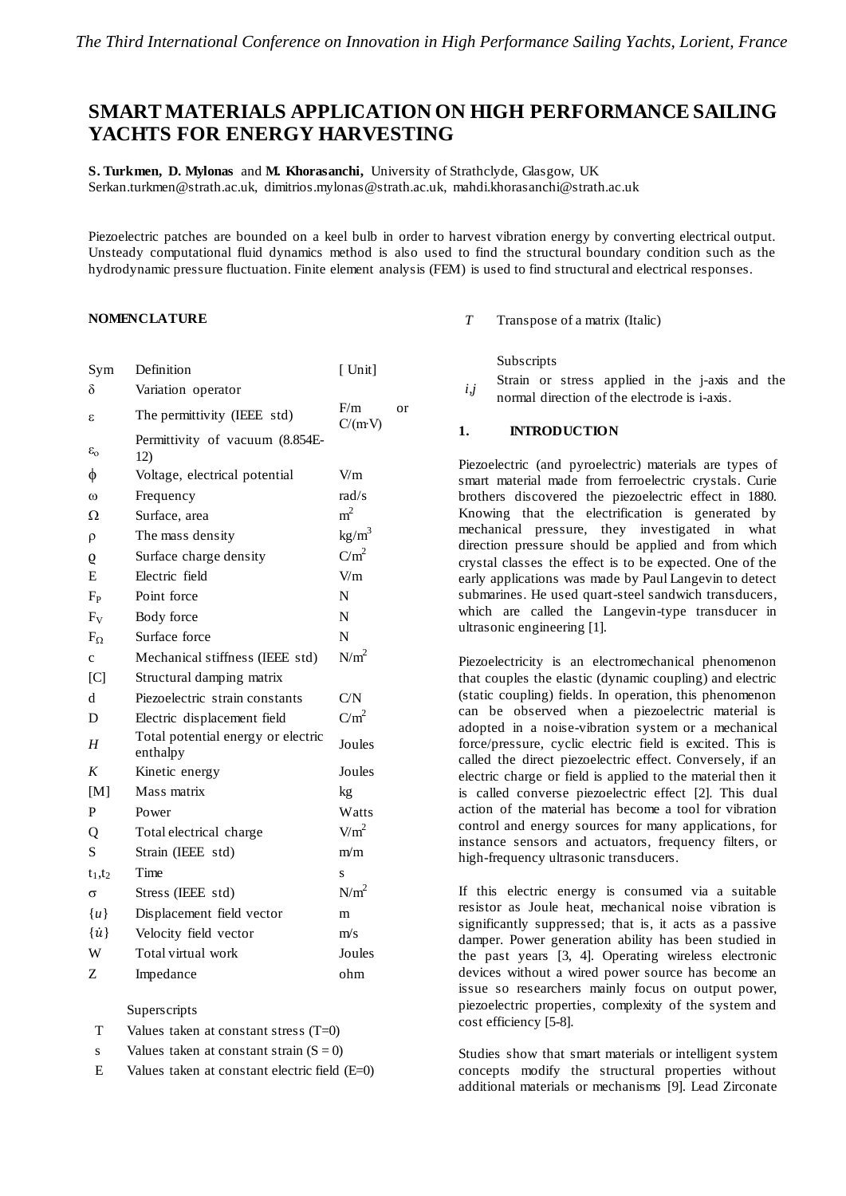# SMART MATERIALS APPLICATION ON HIGH PERFORMANCE SAILING YACHTS FOR ENERGY HARVESTING

**S. Turkmen, D. Mylonas** and **M. Khorasanchi,** University of Strathclyde, Glasgow, UK
Serkan.turkmen@strath.ac.uk, dimitrios.mylonas@strath.ac.uk, mahdi.khorasanchi@strath.ac.uk

Piezoelectric patches are bounded on a keel bulb in order to harvest vibration energy by converting electrical output. Unsteady computational fluid dynamics method is also used to find the structural boundary condition such as the hydrodynamic pressure fluctuation. Finite element analysis (FEM) is used to find structural and electrical responses.

## NOMENCLATURE

| Sym | Definition | [ Unit] |
|---|---|---|
| $\delta$ | Variation operator | |
| $\varepsilon$ | The permittivity (IEEE std) | F/m or C/(m·V) |
| $\varepsilon_o$ | Permittivity of vacuum (8.854E-12) | |
| $\phi$ | Voltage, electrical potential | V/m |
| $\omega$ | Frequency | rad/s |
| $\Omega$ | Surface, area | m$^2$ |
| $\rho$ | The mass density | kg/m$^3$ |
| $\varrho$ | Surface charge density | C/m$^2$ |
| E | Electric field | V/m |
| $F_P$ | Point force | N |
| $F_V$ | Body force | N |
| $F_\Omega$ | Surface force | N |
| c | Mechanical stiffness (IEEE std) | N/m$^2$ |
| [C] | Structural damping matrix | |
| d | Piezoelectric strain constants | C/N |
| D | Electric displacement field | C/m$^2$ |
| *H* | Total potential energy or electric enthalpy | Joules |
| *K* | Kinetic energy | Joules |
| [M] | Mass matrix | kg |
| P | Power | Watts |
| Q | Total electrical charge | V/m$^2$ |
| S | Strain (IEEE std) | m/m |
| $t_1, t_2$ | Time | s |
| $\sigma$ | Stress (IEEE std) | N/m$^2$ |
| $\{u\}$ | Displacement field vector | m |
| $\{\dot{u}\}$ | Velocity field vector | m/s |
| W | Total virtual work | Joules |
| Z | Impedance | ohm |

Superscripts

| | |
|---|---|
| T | Values taken at constant stress (T=0) |
| s | Values taken at constant strain (S = 0) |
| E | Values taken at constant electric field (E=0) |
| *T* | Transpose of a matrix (Italic) |

Subscripts

| | |
|---|---|
| *i,j* | Strain or stress applied in the j-axis and the normal direction of the electrode is i-axis. |

## 1. INTRODUCTION

Piezoelectric (and pyroelectric) materials are types of smart material made from ferroelectric crystals. Curie brothers discovered the piezoelectric effect in 1880. Knowing that the electrification is generated by mechanical pressure, they investigated in what direction pressure should be applied and from which crystal classes the effect is to be expected. One of the early applications was made by Paul Langevin to detect submarines. He used quart-steel sandwich transducers, which are called the Langevin-type transducer in ultrasonic engineering [1].

Piezoelectricity is an electromechanical phenomenon that couples the elastic (dynamic coupling) and electric (static coupling) fields. In operation, this phenomenon can be observed when a piezoelectric material is adopted in a noise-vibration system or a mechanical force/pressure, cyclic electric field is excited. This is called the direct piezoelectric effect. Conversely, if an electric charge or field is applied to the material then it is called converse piezoelectric effect [2]. This dual action of the material has become a tool for vibration control and energy sources for many applications, for instance sensors and actuators, frequency filters, or high-frequency ultrasonic transducers.

If this electric energy is consumed via a suitable resistor as Joule heat, mechanical noise vibration is significantly suppressed; that is, it acts as a passive damper. Power generation ability has been studied in the past years [3, 4]. Operating wireless electronic devices without a wired power source has become an issue so researchers mainly focus on output power, piezoelectric properties, complexity of the system and cost efficiency [5-8].

Studies show that smart materials or intelligent system concepts modify the structural properties without additional materials or mechanisms [9]. Lead Zirconate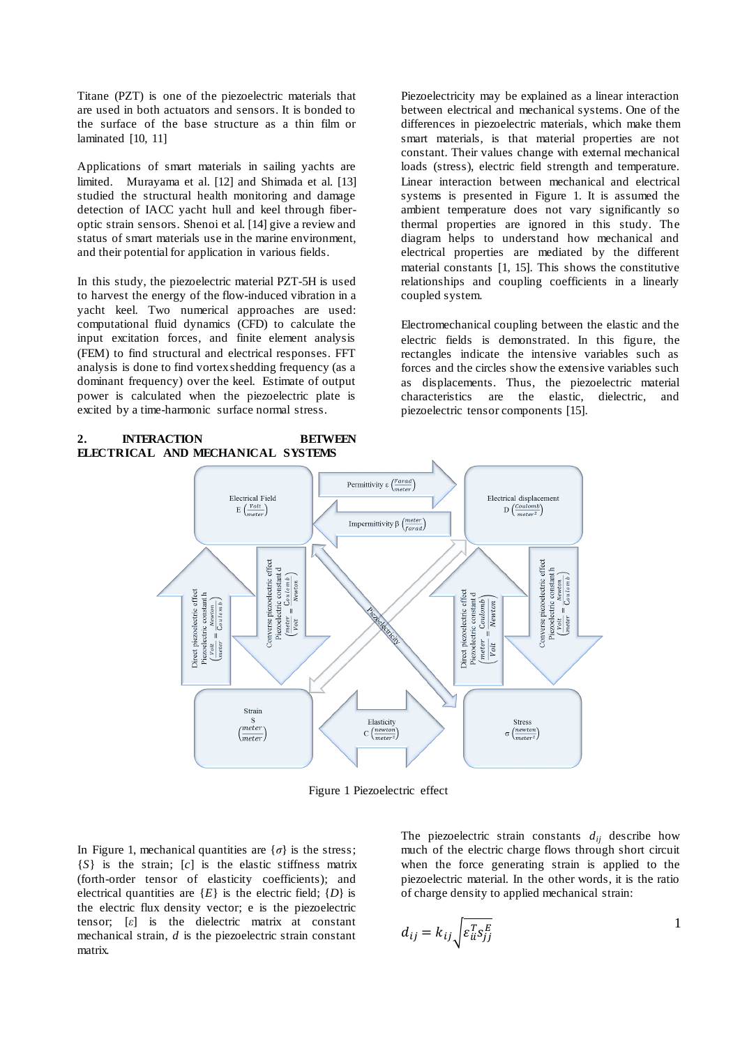Titane (PZT) is one of the piezoelectric materials that are used in both actuators and sensors. It is bonded to the surface of the base structure as a thin film or laminated [10, 11]

Applications of smart materials in sailing yachts are limited. Murayama et al. [12] and Shimada et al. [13] studied the structural health monitoring and damage detection of IACC yacht hull and keel through fiber-optic strain sensors. Shenoi et al. [14] give a review and status of smart materials use in the marine environment, and their potential for application in various fields.

In this study, the piezoelectric material PZT-5H is used to harvest the energy of the flow-induced vibration in a yacht keel. Two numerical approaches are used: computational fluid dynamics (CFD) to calculate the input excitation forces, and finite element analysis (FEM) to find structural and electrical responses. FFT analysis is done to find vortex shedding frequency (as a dominant frequency) over the keel. Estimate of output power is calculated when the piezoelectric plate is excited by a time-harmonic surface normal stress.

## 2. INTERACTION BETWEEN ELECTRICAL AND MECHANICAL SYSTEMS

Piezoelectricity may be explained as a linear interaction between electrical and mechanical systems. One of the differences in piezoelectric materials, which make them smart materials, is that material properties are not constant. Their values change with external mechanical loads (stress), electric field strength and temperature. Linear interaction between mechanical and electrical systems is presented in Figure 1. It is assumed the ambient temperature does not vary significantly so thermal properties are ignored in this study. The diagram helps to understand how mechanical and electrical properties are mediated by the different material constants [1, 15]. This shows the constitutive relationships and coupling coefficients in a linearly coupled system.

Electromechanical coupling between the elastic and the electric fields is demonstrated. In this figure, the rectangles indicate the intensive variables such as forces and the circles show the extensive variables such as displacements. Thus, the piezoelectric material characteristics are the elastic, dielectric, and piezoelectric tensor components [15].

Figure 1 Piezoelectric effect

In Figure 1, mechanical quantities are $\{\sigma\}$ is the stress; $\{S\}$ is the strain; $[c]$ is the elastic stiffness matrix (forth-order tensor of elasticity coefficients); and electrical quantities are $\{E\}$ is the electric field; $\{D\}$ is the electric flux density vector; e is the piezoelectric tensor; $[\varepsilon]$ is the dielectric matrix at constant mechanical strain, $d$ is the piezoelectric strain constant matrix.

The piezoelectric strain constants $d_{ij}$ describe how much of the electric charge flows through short circuit when the force generating strain is applied to the piezoelectric material. In the other words, it is the ratio of charge density to applied mechanical strain:

$$d_{ij} = k_{ij}\sqrt{\varepsilon_{ii}^{T} s_{jj}^{E}} \qquad 1$$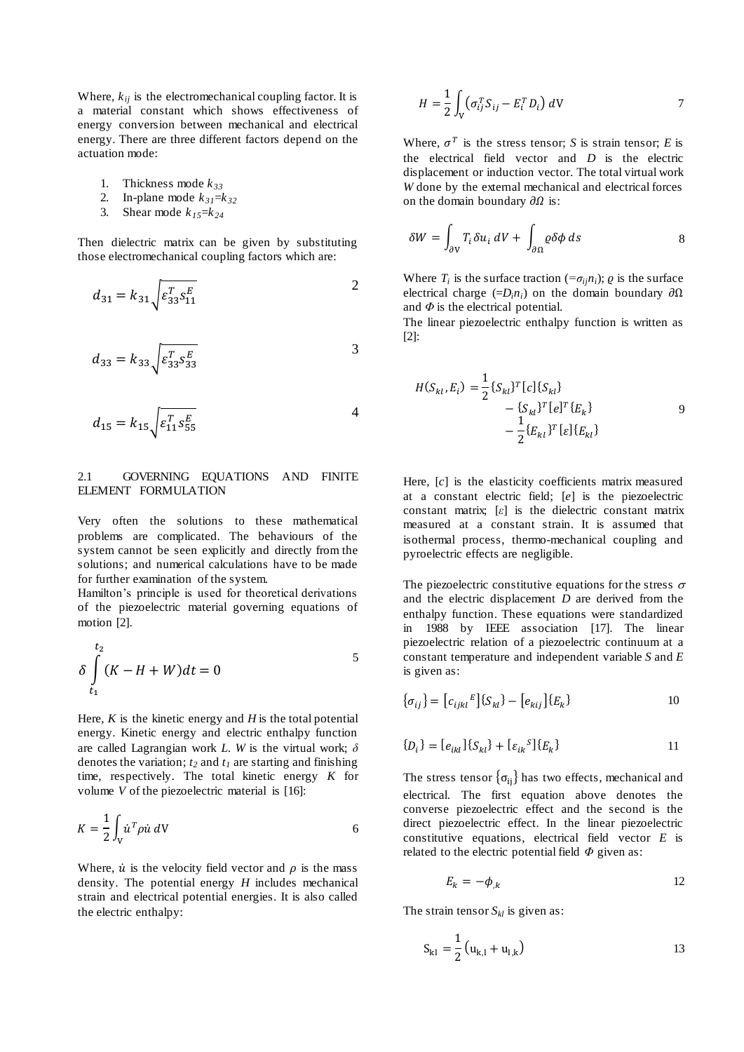Where, $k_{ij}$ is the electromechanical coupling factor. It is a material constant which shows effectiveness of energy conversion between mechanical and electrical energy. There are three different factors depend on the actuation mode:

1. Thickness mode $k_{33}$
2. In-plane mode $k_{31}=k_{32}$
3. Shear mode $k_{15}=k_{24}$

Then dielectric matrix can be given by substituting those electromechanical coupling factors which are:

$$d_{31} = k_{31}\sqrt{\varepsilon_{33}^{T} s_{11}^{E}} \tag{2}$$

$$d_{33} = k_{33}\sqrt{\varepsilon_{33}^{T} s_{33}^{E}} \tag{3}$$

$$d_{15} = k_{15}\sqrt{\varepsilon_{11}^{T} s_{55}^{E}} \tag{4}$$

### 2.1 GOVERNING EQUATIONS AND FINITE ELEMENT FORMULATION

Very often the solutions to these mathematical problems are complicated. The behaviours of the system cannot be seen explicitly and directly from the solutions; and numerical calculations have to be made for further examination of the system.

Hamilton's principle is used for theoretical derivations of the piezoelectric material governing equations of motion [2].

$$\delta \int_{t_1}^{t_2} (K - H + W)dt = 0 \tag{5}$$

Here, $K$ is the kinetic energy and $H$ is the total potential energy. Kinetic energy and electric enthalpy function are called Lagrangian work $L$. $W$ is the virtual work; $\delta$ denotes the variation; $t_2$ and $t_1$ are starting and finishing time, respectively. The total kinetic energy $K$ for volume $V$ of the piezoelectric material is [16]:

$$K = \frac{1}{2}\int_{V} \dot{u}^{T} \rho \dot{u}\, dV \tag{6}$$

Where, $\dot{u}$ is the velocity field vector and $\rho$ is the mass density. The potential energy $H$ includes mechanical strain and electrical potential energies. It is also called the electric enthalpy:

$$H = \frac{1}{2}\int_{V} \left(\sigma_{ij}^{T} S_{ij} - E_{i}^{T} D_{i}\right) dV \tag{7}$$

Where, $\sigma^{T}$ is the stress tensor; $S$ is strain tensor; $E$ is the electrical field vector and $D$ is the electric displacement or induction vector. The total virtual work $W$ done by the external mechanical and electrical forces on the domain boundary $\partial\Omega$ is:

$$\delta W = \int_{\partial V} T_i \,\delta u_i \, dV + \int_{\partial \Omega} \varrho \delta \phi \, ds \tag{8}$$

Where $T_i$ is the surface traction ($=\sigma_{ij}n_i$); $\varrho$ is the surface electrical charge ($=D_i n_i$) on the domain boundary $\partial\Omega$ and $\Phi$ is the electrical potential.

The linear piezoelectric enthalpy function is written as [2]:

$$H(S_{kl}, E_i) = \frac{1}{2}\{S_{kl}\}^{T}[c]\{S_{kl}\} - \{S_{kl}\}^{T}[e]^{T}\{E_k\} - \frac{1}{2}\{E_{kl}\}^{T}[\varepsilon]\{E_{kl}\} \tag{9}$$

Here, $[c]$ is the elasticity coefficients matrix measured at a constant electric field; $[e]$ is the piezoelectric constant matrix; $[\varepsilon]$ is the dielectric constant matrix measured at a constant strain. It is assumed that isothermal process, thermo-mechanical coupling and pyroelectric effects are negligible.

The piezoelectric constitutive equations for the stress $\sigma$ and the electric displacement $D$ are derived from the enthalpy function. These equations were standardized in 1988 by IEEE association [17]. The linear piezoelectric relation of a piezoelectric continuum at a constant temperature and independent variable $S$ and $E$ is given as:

$$\{\sigma_{ij}\} = [c_{ijkl}{}^{E}]\{S_{kl}\} - [e_{kij}]\{E_k\} \tag{10}$$

$$\{D_i\} = [e_{ikl}]\{S_{kl}\} + [\varepsilon_{ik}{}^{S}]\{E_k\} \tag{11}$$

The stress tensor $\{\sigma_{ij}\}$ has two effects, mechanical and electrical. The first equation above denotes the converse piezoelectric effect and the second is the direct piezoelectric effect. In the linear piezoelectric constitutive equations, electrical field vector $E$ is related to the electric potential field $\Phi$ given as:

$$E_k = -\phi_{,k} \tag{12}$$

The strain tensor $S_{kl}$ is given as:

$$S_{kl} = \frac{1}{2}\left(u_{k,l} + u_{l,k}\right) \tag{13}$$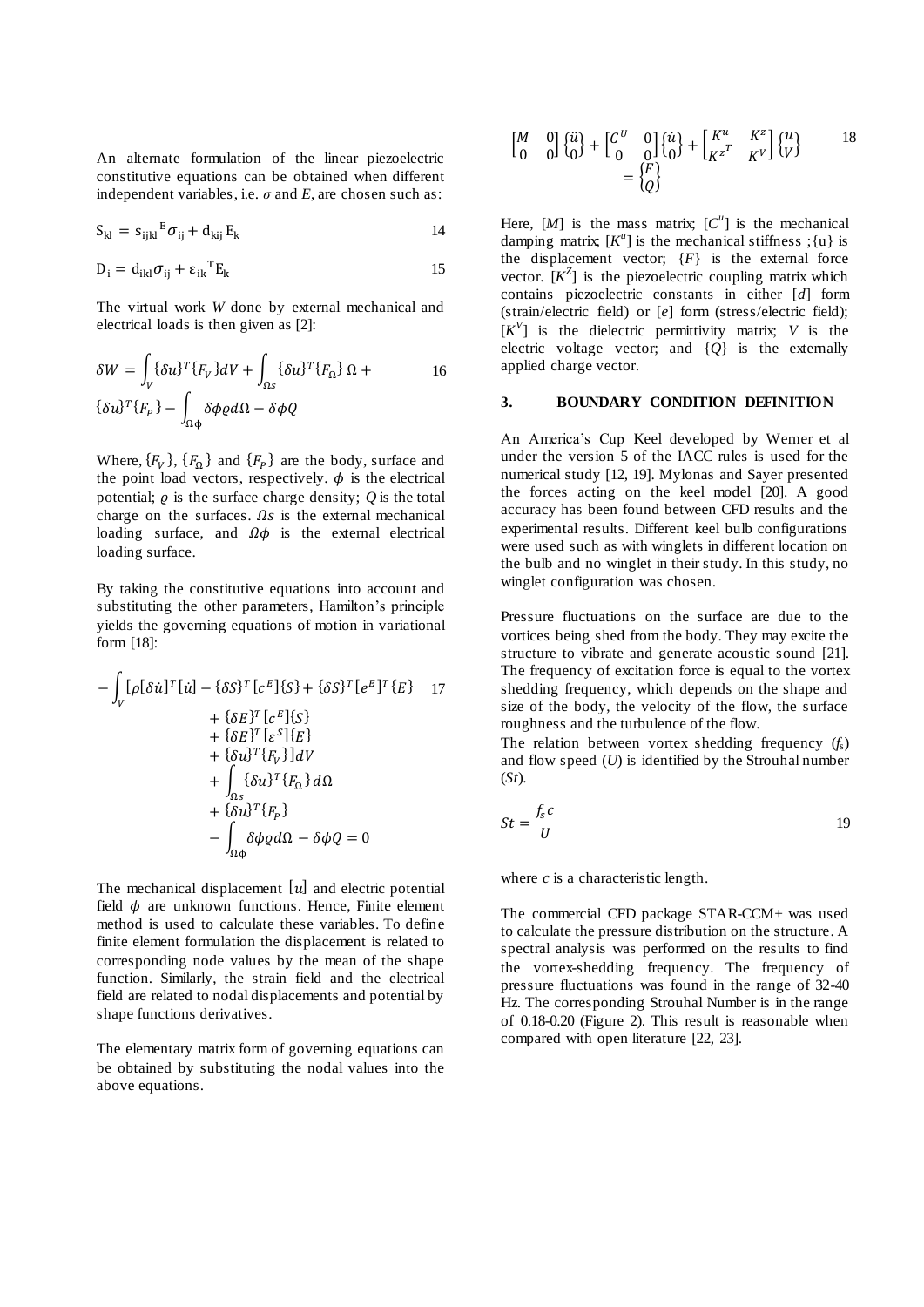An alternate formulation of the linear piezoelectric constitutive equations can be obtained when different independent variables, i.e. $\sigma$ and $E$, are chosen such as:

$$S_{kl} = s_{ijkl}{}^{E}\sigma_{ij} + d_{kij}E_k \tag{14}$$

$$D_i = d_{ikl}\sigma_{ij} + \varepsilon_{ik}{}^{T}E_k \tag{15}$$

The virtual work $W$ done by external mechanical and electrical loads is then given as [2]:

$$\delta W = \int_V \{\delta u\}^T\{F_V\}dV + \int_{\Omega s}\{\delta u\}^T\{F_\Omega\}\,\Omega + \{\delta u\}^T\{F_P\} - \int_{\Omega\phi}\delta\phi\varrho d\Omega - \delta\phi Q \tag{16}$$

Where, $\{F_V\}$, $\{F_\Omega\}$ and $\{F_P\}$ are the body, surface and the point load vectors, respectively. $\phi$ is the electrical potential; $\varrho$ is the surface charge density; $Q$ is the total charge on the surfaces. $\Omega s$ is the external mechanical loading surface, and $\Omega\phi$ is the external electrical loading surface.

By taking the constitutive equations into account and substituting the other parameters, Hamilton's principle yields the governing equations of motion in variational form [18]:

$$\begin{aligned} -\int_V [\rho[\delta\dot{u}]^T[\dot{u}] - \{\delta S\}^T[c^E]\{S\} + \{\delta S\}^T[e^E]^T\{E\} \\ + \{\delta E\}^T[c^E]\{S\} \\ + \{\delta E\}^T[\varepsilon^S]\{E\} \\ + \{\delta u\}^T\{F_V\}]dV \\ + \int_{\Omega s}\{\delta u\}^T\{F_\Omega\}d\Omega \\ + \{\delta u\}^T\{F_P\} \\ - \int_{\Omega\phi}\delta\phi\varrho d\Omega - \delta\phi Q = 0 \end{aligned} \tag{17}$$

The mechanical displacement $[u]$ and electric potential field $\phi$ are unknown functions. Hence, Finite element method is used to calculate these variables. To define finite element formulation the displacement is related to corresponding node values by the mean of the shape function. Similarly, the strain field and the electrical field are related to nodal displacements and potential by shape functions derivatives.

The elementary matrix form of governing equations can be obtained by substituting the nodal values into the above equations.

$$\begin{bmatrix} M & 0 \\ 0 & 0 \end{bmatrix}\begin{Bmatrix} \ddot{u} \\ 0 \end{Bmatrix} + \begin{bmatrix} C^U & 0 \\ 0 & 0 \end{bmatrix}\begin{Bmatrix} \dot{u} \\ 0 \end{Bmatrix} + \begin{bmatrix} K^u & K^z \\ K^{z^T} & K^V \end{bmatrix}\begin{Bmatrix} u \\ V \end{Bmatrix} = \begin{Bmatrix} F \\ Q \end{Bmatrix} \tag{18}$$

Here, $[M]$ is the mass matrix; $[C^u]$ is the mechanical damping matrix; $[K^u]$ is the mechanical stiffness ; $\{u\}$ is the displacement vector; $\{F\}$ is the external force vector. $[K^Z]$ is the piezoelectric coupling matrix which contains piezoelectric constants in either $[d]$ form (strain/electric field) or $[e]$ form (stress/electric field); $[K^V]$ is the dielectric permittivity matrix; $V$ is the electric voltage vector; and $\{Q\}$ is the externally applied charge vector.

## 3. BOUNDARY CONDITION DEFINITION

An America's Cup Keel developed by Werner et al under the version 5 of the IACC rules is used for the numerical study [12, 19]. Mylonas and Sayer presented the forces acting on the keel model [20]. A good accuracy has been found between CFD results and the experimental results. Different keel bulb configurations were used such as with winglets in different location on the bulb and no winglet in their study. In this study, no winglet configuration was chosen.

Pressure fluctuations on the surface are due to the vortices being shed from the body. They may excite the structure to vibrate and generate acoustic sound [21]. The frequency of excitation force is equal to the vortex shedding frequency, which depends on the shape and size of the body, the velocity of the flow, the surface roughness and the turbulence of the flow.

The relation between vortex shedding frequency ($f_s$) and flow speed ($U$) is identified by the Strouhal number ($St$).

$$St = \frac{f_s c}{U} \tag{19}$$

where $c$ is a characteristic length.

The commercial CFD package STAR-CCM+ was used to calculate the pressure distribution on the structure. A spectral analysis was performed on the results to find the vortex-shedding frequency. The frequency of pressure fluctuations was found in the range of 32-40 Hz. The corresponding Strouhal Number is in the range of 0.18-0.20 (Figure 2). This result is reasonable when compared with open literature [22, 23].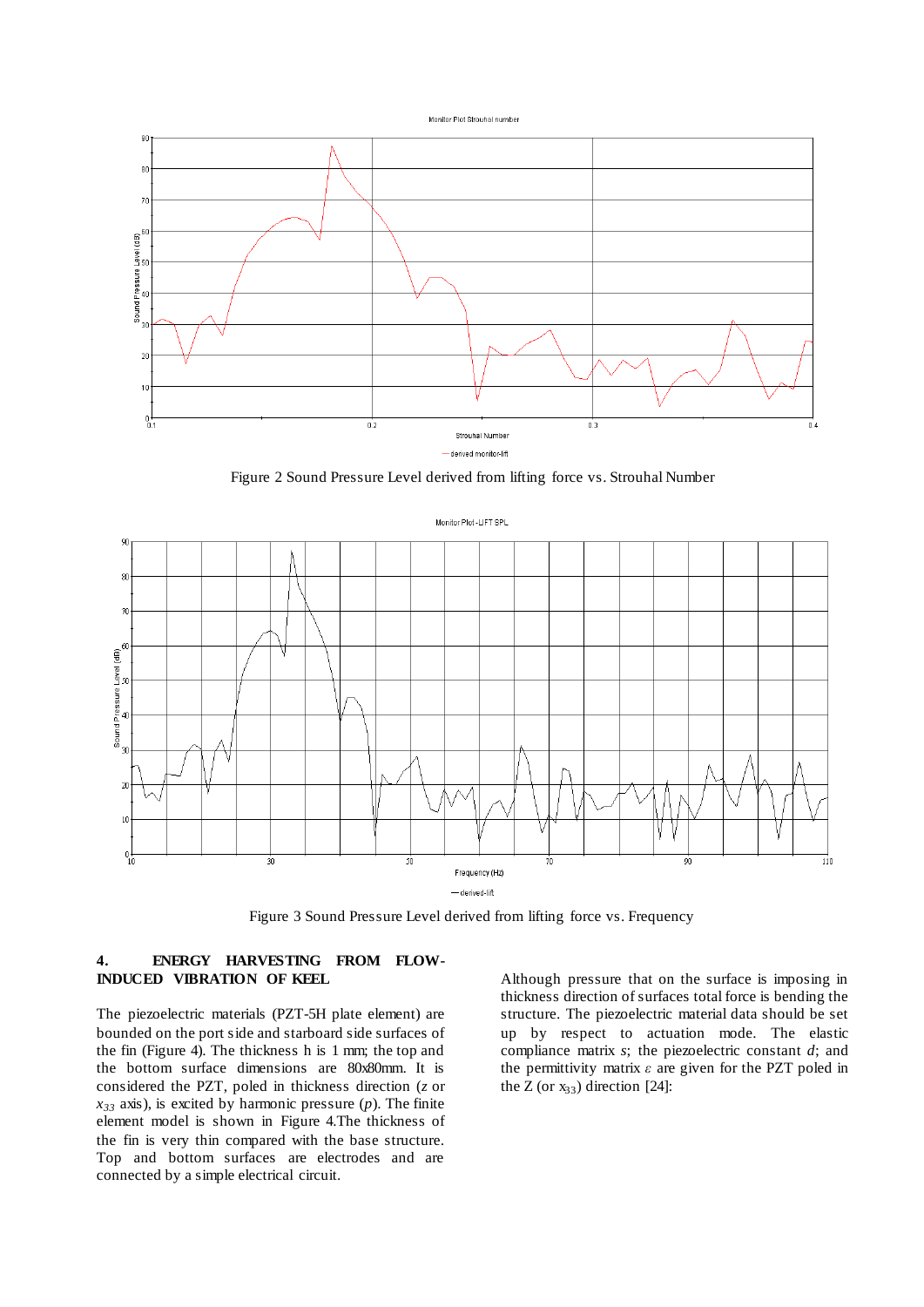Figure 2 Sound Pressure Level derived from lifting force vs. Strouhal Number

Figure 3 Sound Pressure Level derived from lifting force vs. Frequency

## 4. ENERGY HARVESTING FROM FLOW-INDUCED VIBRATION OF KEEL

The piezoelectric materials (PZT-5H plate element) are bounded on the port side and starboard side surfaces of the fin (Figure 4). The thickness h is 1 mm; the top and the bottom surface dimensions are 80x80mm. It is considered the PZT, poled in thickness direction (*z* or $x_{33}$ axis), is excited by harmonic pressure (*p*). The finite element model is shown in Figure 4.The thickness of the fin is very thin compared with the base structure. Top and bottom surfaces are electrodes and are connected by a simple electrical circuit.

Although pressure that on the surface is imposing in thickness direction of surfaces total force is bending the structure. The piezoelectric material data should be set up by respect to actuation mode. The elastic compliance matrix *s*; the piezoelectric constant *d*; and the permittivity matrix *ε* are given for the PZT poled in the Z (or $x_{33}$) direction [24]: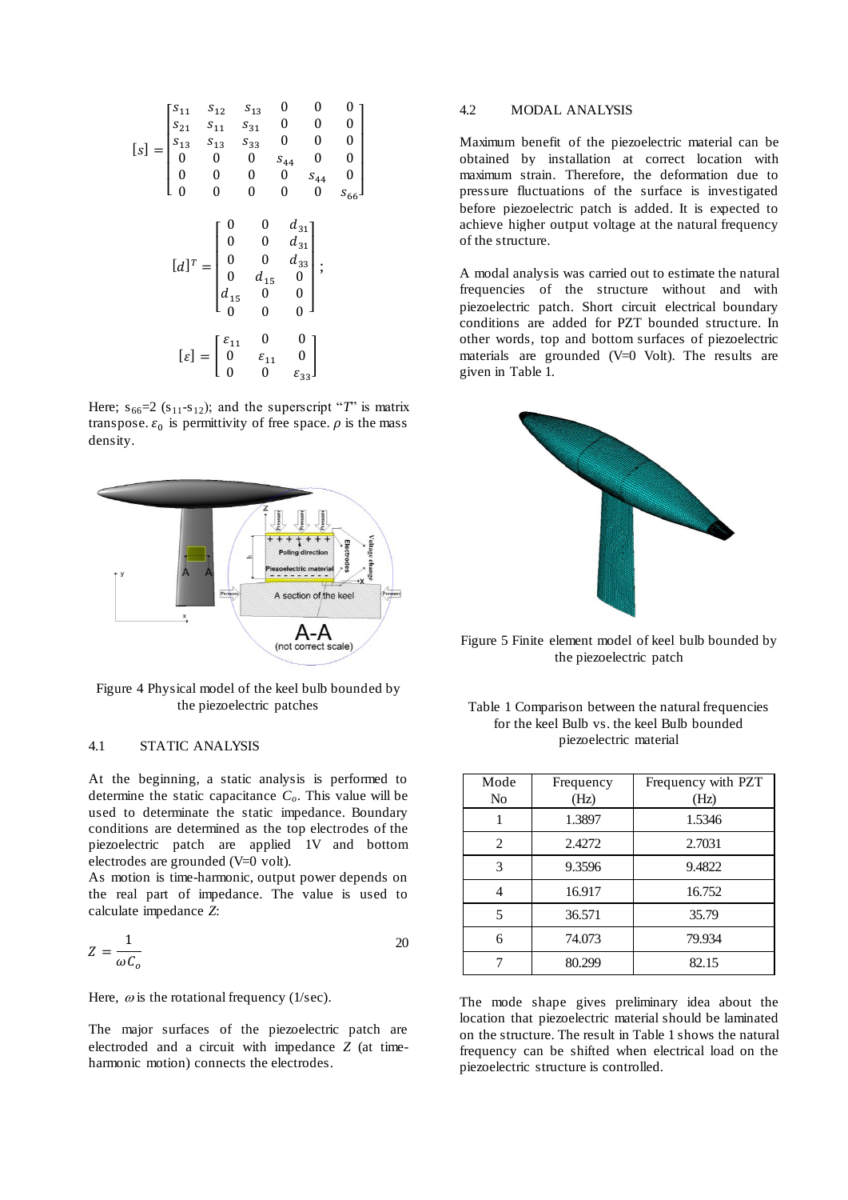$$[s] = \begin{bmatrix} s_{11} & s_{12} & s_{13} & 0 & 0 & 0 \\ s_{21} & s_{11} & s_{31} & 0 & 0 & 0 \\ s_{13} & s_{13} & s_{33} & 0 & 0 & 0 \\ 0 & 0 & 0 & s_{44} & 0 & 0 \\ 0 & 0 & 0 & 0 & s_{44} & 0 \\ 0 & 0 & 0 & 0 & 0 & s_{66} \end{bmatrix}$$

$$[d]^T = \begin{bmatrix} 0 & 0 & d_{31} \\ 0 & 0 & d_{31} \\ 0 & 0 & d_{33} \\ 0 & d_{15} & 0 \\ d_{15} & 0 & 0 \\ 0 & 0 & 0 \end{bmatrix};$$

$$[\varepsilon] = \begin{bmatrix} \varepsilon_{11} & 0 & 0 \\ 0 & \varepsilon_{11} & 0 \\ 0 & 0 & \varepsilon_{33} \end{bmatrix}$$

Here; $s_{66}=2\,(s_{11}-s_{12})$; and the superscript "$T$" is matrix transpose. $\varepsilon_0$ is permittivity of free space. $\rho$ is the mass density.

Figure 4 Physical model of the keel bulb bounded by the piezoelectric patches

### 4.1 STATIC ANALYSIS

At the beginning, a static analysis is performed to determine the static capacitance $C_o$. This value will be used to determinate the static impedance. Boundary conditions are determined as the top electrodes of the piezoelectric patch are applied 1V and bottom electrodes are grounded (V=0 volt).

As motion is time-harmonic, output power depends on the real part of impedance. The value is used to calculate impedance $Z$:

$$Z = \frac{1}{\omega C_o} \qquad (20)$$

Here, $\omega$ is the rotational frequency (1/sec).

The major surfaces of the piezoelectric patch are electroded and a circuit with impedance $Z$ (at time-harmonic motion) connects the electrodes.

### 4.2 MODAL ANALYSIS

Maximum benefit of the piezoelectric material can be obtained by installation at correct location with maximum strain. Therefore, the deformation due to pressure fluctuations of the surface is investigated before piezoelectric patch is added. It is expected to achieve higher output voltage at the natural frequency of the structure.

A modal analysis was carried out to estimate the natural frequencies of the structure without and with piezoelectric patch. Short circuit electrical boundary conditions are added for PZT bounded structure. In other words, top and bottom surfaces of piezoelectric materials are grounded (V=0 Volt). The results are given in Table 1.

Figure 5 Finite element model of keel bulb bounded by the piezoelectric patch

Table 1 Comparison between the natural frequencies for the keel Bulb vs. the keel Bulb bounded piezoelectric material

| Mode No | Frequency (Hz) | Frequency with PZT (Hz) |
|---|---|---|
| 1 | 1.3897 | 1.5346 |
| 2 | 2.4272 | 2.7031 |
| 3 | 9.3596 | 9.4822 |
| 4 | 16.917 | 16.752 |
| 5 | 36.571 | 35.79 |
| 6 | 74.073 | 79.934 |
| 7 | 80.299 | 82.15 |

The mode shape gives preliminary idea about the location that piezoelectric material should be laminated on the structure. The result in Table 1 shows the natural frequency can be shifted when electrical load on the piezoelectric structure is controlled.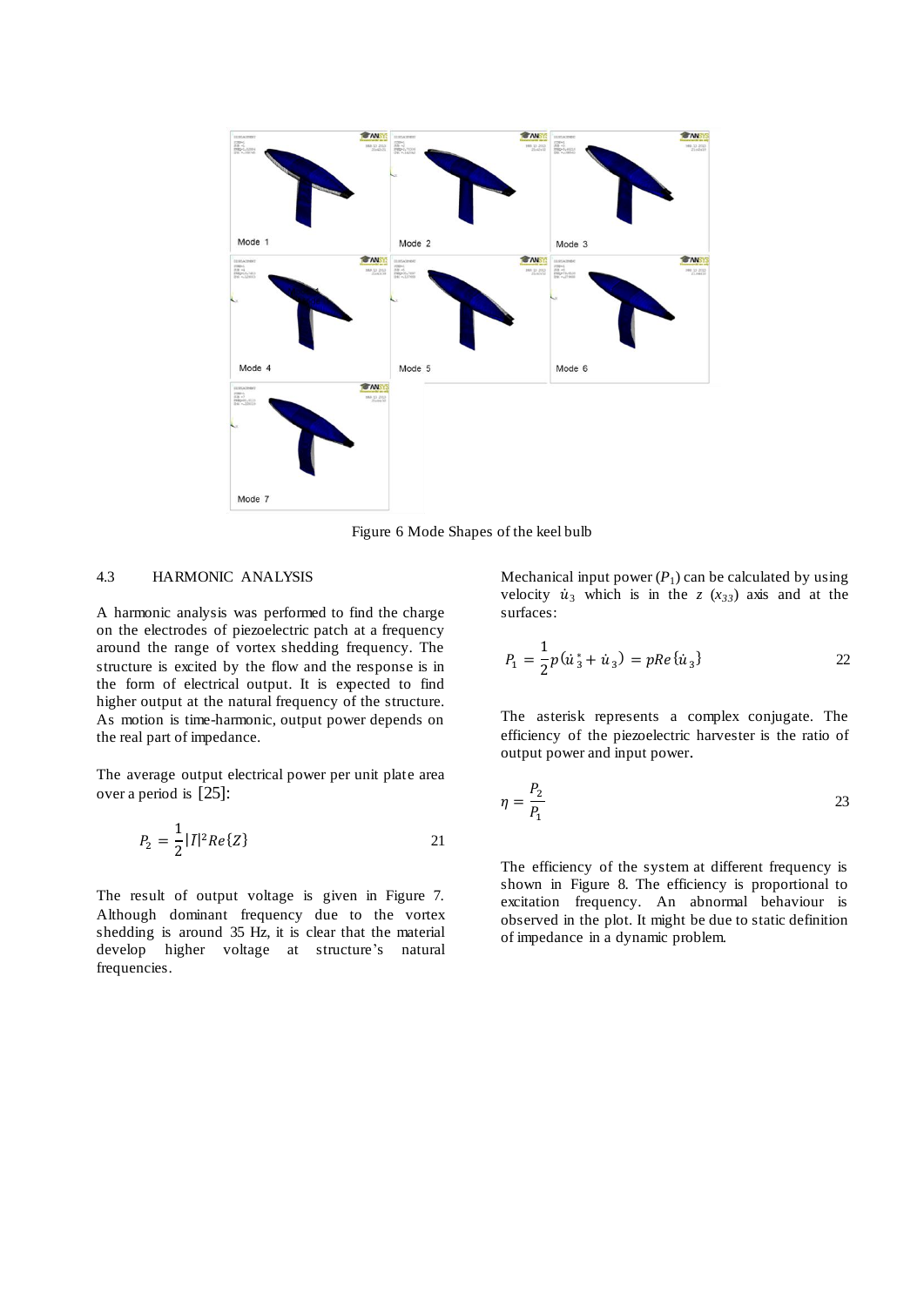Mode 1

Mode 2

Mode 3

Mode 4

Mode 5

Mode 6

Mode 7

Figure 6 Mode Shapes of the keel bulb

### 4.3 HARMONIC ANALYSIS

A harmonic analysis was performed to find the charge on the electrodes of piezoelectric patch at a frequency around the range of vortex shedding frequency. The structure is excited by the flow and the response is in the form of electrical output. It is expected to find higher output at the natural frequency of the structure. As motion is time-harmonic, output power depends on the real part of impedance.

The average output electrical power per unit plate area over a period is [25]:

$$P_2 = \frac{1}{2}|I|^2 Re\{Z\} \tag{21}$$

The result of output voltage is given in Figure 7. Although dominant frequency due to the vortex shedding is around 35 Hz, it is clear that the material develop higher voltage at structure's natural frequencies.

Mechanical input power ($P_1$) can be calculated by using velocity $\dot{u}_3$ which is in the $z$ ($x_{33}$) axis and at the surfaces:

$$P_1 = \frac{1}{2}p\left(\dot{u}_3^* + \dot{u}_3\right) = pRe\{\dot{u}_3\} \tag{22}$$

The asterisk represents a complex conjugate. The efficiency of the piezoelectric harvester is the ratio of output power and input power.

$$\eta = \frac{P_2}{P_1} \tag{23}$$

The efficiency of the system at different frequency is shown in Figure 8. The efficiency is proportional to excitation frequency. An abnormal behaviour is observed in the plot. It might be due to static definition of impedance in a dynamic problem.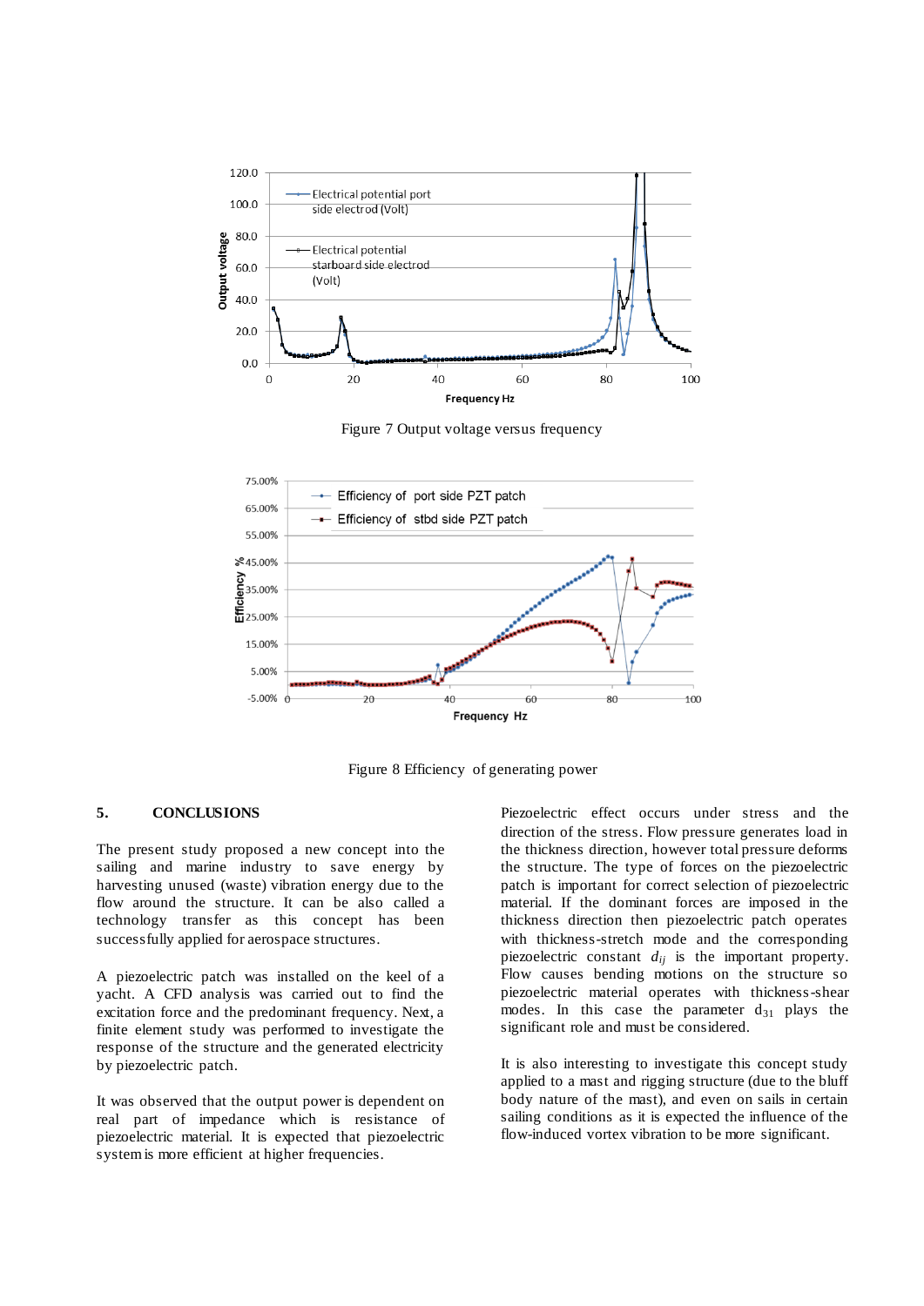Figure 7 Output voltage versus frequency

Figure 8 Efficiency of generating power

## 5. CONCLUSIONS

The present study proposed a new concept into the sailing and marine industry to save energy by harvesting unused (waste) vibration energy due to the flow around the structure. It can be also called a technology transfer as this concept has been successfully applied for aerospace structures.

A piezoelectric patch was installed on the keel of a yacht. A CFD analysis was carried out to find the excitation force and the predominant frequency. Next, a finite element study was performed to investigate the response of the structure and the generated electricity by piezoelectric patch.

It was observed that the output power is dependent on real part of impedance which is resistance of piezoelectric material. It is expected that piezoelectric system is more efficient at higher frequencies.

Piezoelectric effect occurs under stress and the direction of the stress. Flow pressure generates load in the thickness direction, however total pressure deforms the structure. The type of forces on the piezoelectric patch is important for correct selection of piezoelectric material. If the dominant forces are imposed in the thickness direction then piezoelectric patch operates with thickness-stretch mode and the corresponding piezoelectric constant $d_{ij}$ is the important property. Flow causes bending motions on the structure so piezoelectric material operates with thickness-shear modes. In this case the parameter $d_{31}$ plays the significant role and must be considered.

It is also interesting to investigate this concept study applied to a mast and rigging structure (due to the bluff body nature of the mast), and even on sails in certain sailing conditions as it is expected the influence of the flow-induced vortex vibration to be more significant.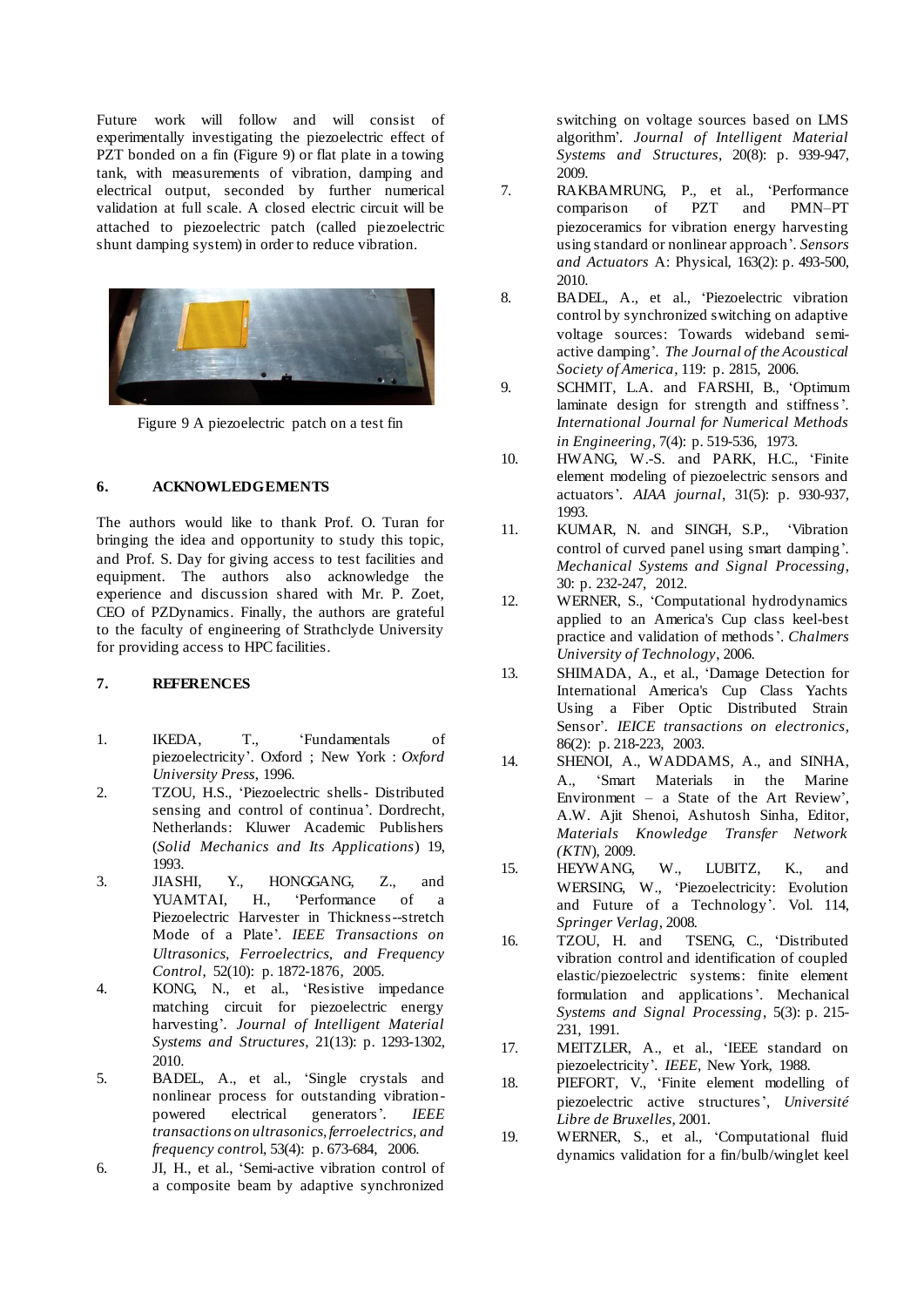Future work will follow and will consist of experimentally investigating the piezoelectric effect of PZT bonded on a fin (Figure 9) or flat plate in a towing tank, with measurements of vibration, damping and electrical output, seconded by further numerical validation at full scale. A closed electric circuit will be attached to piezoelectric patch (called piezoelectric shunt damping system) in order to reduce vibration.

Figure 9 A piezoelectric patch on a test fin

## 6. ACKNOWLEDGEMENTS

The authors would like to thank Prof. O. Turan for bringing the idea and opportunity to study this topic, and Prof. S. Day for giving access to test facilities and equipment. The authors also acknowledge the experience and discussion shared with Mr. P. Zoet, CEO of PZDynamics. Finally, the authors are grateful to the faculty of engineering of Strathclyde University for providing access to HPC facilities.

## 7. REFERENCES

1. IKEDA, T., 'Fundamentals of piezoelectricity'. Oxford ; New York : *Oxford University Press*, 1996.
2. TZOU, H.S., 'Piezoelectric shells- Distributed sensing and control of continua'. Dordrecht, Netherlands: Kluwer Academic Publishers (*Solid Mechanics and Its Applications*) 19, 1993.
3. JIASHI, Y., HONGGANG, Z., and YUAMTAI, H., 'Performance of a Piezoelectric Harvester in Thickness--stretch Mode of a Plate'. *IEEE Transactions on Ultrasonics, Ferroelectrics, and Frequency Control*, 52(10): p. 1872-1876, 2005.
4. KONG, N., et al., 'Resistive impedance matching circuit for piezoelectric energy harvesting'. *Journal of Intelligent Material Systems and Structures*, 21(13): p. 1293-1302, 2010.
5. BADEL, A., et al., 'Single crystals and nonlinear process for outstanding vibration-powered electrical generators'. *IEEE transactions on ultrasonics, ferroelectrics, and frequency control*, 53(4): p. 673-684, 2006.
6. JI, H., et al., 'Semi-active vibration control of a composite beam by adaptive synchronized switching on voltage sources based on LMS algorithm'. *Journal of Intelligent Material Systems and Structures*, 20(8): p. 939-947, 2009.
7. RAKBAMRUNG, P., et al., 'Performance comparison of PZT and PMN–PT piezoceramics for vibration energy harvesting using standard or nonlinear approach'. *Sensors and Actuators* A: Physical, 163(2): p. 493-500, 2010.
8. BADEL, A., et al., 'Piezoelectric vibration control by synchronized switching on adaptive voltage sources: Towards wideband semi-active damping'. *The Journal of the Acoustical Society of America*, 119: p. 2815, 2006.
9. SCHMIT, L.A. and FARSHI, B., 'Optimum laminate design for strength and stiffness'. *International Journal for Numerical Methods in Engineering*, 7(4): p. 519-536, 1973.
10. HWANG, W.-S. and PARK, H.C., 'Finite element modeling of piezoelectric sensors and actuators'. *AIAA journal*, 31(5): p. 930-937, 1993.
11. KUMAR, N. and SINGH, S.P., 'Vibration control of curved panel using smart damping'. *Mechanical Systems and Signal Processing*, 30: p. 232-247, 2012.
12. WERNER, S., 'Computational hydrodynamics applied to an America's Cup class keel-best practice and validation of methods'. *Chalmers University of Technology*, 2006.
13. SHIMADA, A., et al., 'Damage Detection for International America's Cup Class Yachts Using a Fiber Optic Distributed Strain Sensor'. *IEICE transactions on electronics*, 86(2): p. 218-223, 2003.
14. SHENOI, A., WADDAMS, A., and SINHA, A., 'Smart Materials in the Marine Environment – a State of the Art Review', A.W. Ajit Shenoi, Ashutosh Sinha, Editor, *Materials Knowledge Transfer Network (KTN*), 2009.
15. HEYWANG, W., LUBITZ, K., and WERSING, W., 'Piezoelectricity: Evolution and Future of a Technology'. Vol. 114, *Springer Verlag*, 2008.
16. TZOU, H. and TSENG, C., 'Distributed vibration control and identification of coupled elastic/piezoelectric systems: finite element formulation and applications'. Mechanical *Systems and Signal Processing*, 5(3): p. 215-231, 1991.
17. MEITZLER, A., et al., 'IEEE standard on piezoelectricity'. *IEEE*, New York, 1988.
18. PIEFORT, V., 'Finite element modelling of piezoelectric active structures', *Université Libre de Bruxelles*, 2001.
19. WERNER, S., et al., 'Computational fluid dynamics validation for a fin/bulb/winglet keel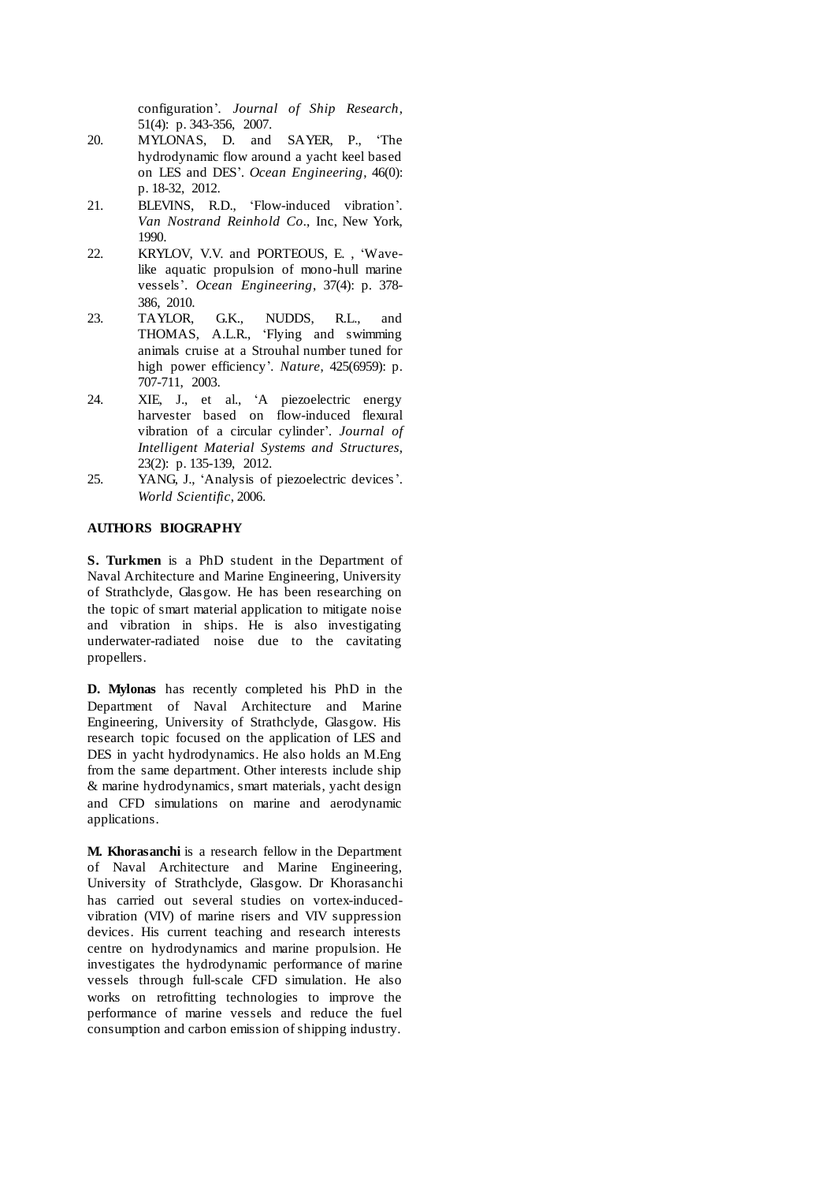configuration'. *Journal of Ship Research*, 51(4): p. 343-356, 2007.

20. MYLONAS, D. and SAYER, P., 'The hydrodynamic flow around a yacht keel based on LES and DES'. *Ocean Engineering*, 46(0): p. 18-32, 2012.
21. BLEVINS, R.D., 'Flow-induced vibration'. *Van Nostrand Reinhold Co*., Inc, New York, 1990.
22. KRYLOV, V.V. and PORTEOUS, E. , 'Wave-like aquatic propulsion of mono-hull marine vessels'. *Ocean Engineering*, 37(4): p. 378-386, 2010.
23. TAYLOR, G.K., NUDDS, R.L., and THOMAS, A.L.R., 'Flying and swimming animals cruise at a Strouhal number tuned for high power efficiency'. *Nature*, 425(6959): p. 707-711, 2003.
24. XIE, J., et al., 'A piezoelectric energy harvester based on flow-induced flexural vibration of a circular cylinder'. *Journal of Intelligent Material Systems and Structures*, 23(2): p. 135-139, 2012.
25. YANG, J., 'Analysis of piezoelectric devices'. *World Scientific*, 2006.

## AUTHORS BIOGRAPHY

**S. Turkmen** is a PhD student in the Department of Naval Architecture and Marine Engineering, University of Strathclyde, Glasgow. He has been researching on the topic of smart material application to mitigate noise and vibration in ships. He is also investigating underwater-radiated noise due to the cavitating propellers.

**D. Mylonas** has recently completed his PhD in the Department of Naval Architecture and Marine Engineering, University of Strathclyde, Glasgow. His research topic focused on the application of LES and DES in yacht hydrodynamics. He also holds an M.Eng from the same department. Other interests include ship & marine hydrodynamics, smart materials, yacht design and CFD simulations on marine and aerodynamic applications.

**M. Khorasanchi** is a research fellow in the Department of Naval Architecture and Marine Engineering, University of Strathclyde, Glasgow. Dr Khorasanchi has carried out several studies on vortex-induced-vibration (VIV) of marine risers and VIV suppression devices. His current teaching and research interests centre on hydrodynamics and marine propulsion. He investigates the hydrodynamic performance of marine vessels through full-scale CFD simulation. He also works on retrofitting technologies to improve the performance of marine vessels and reduce the fuel consumption and carbon emission of shipping industry.